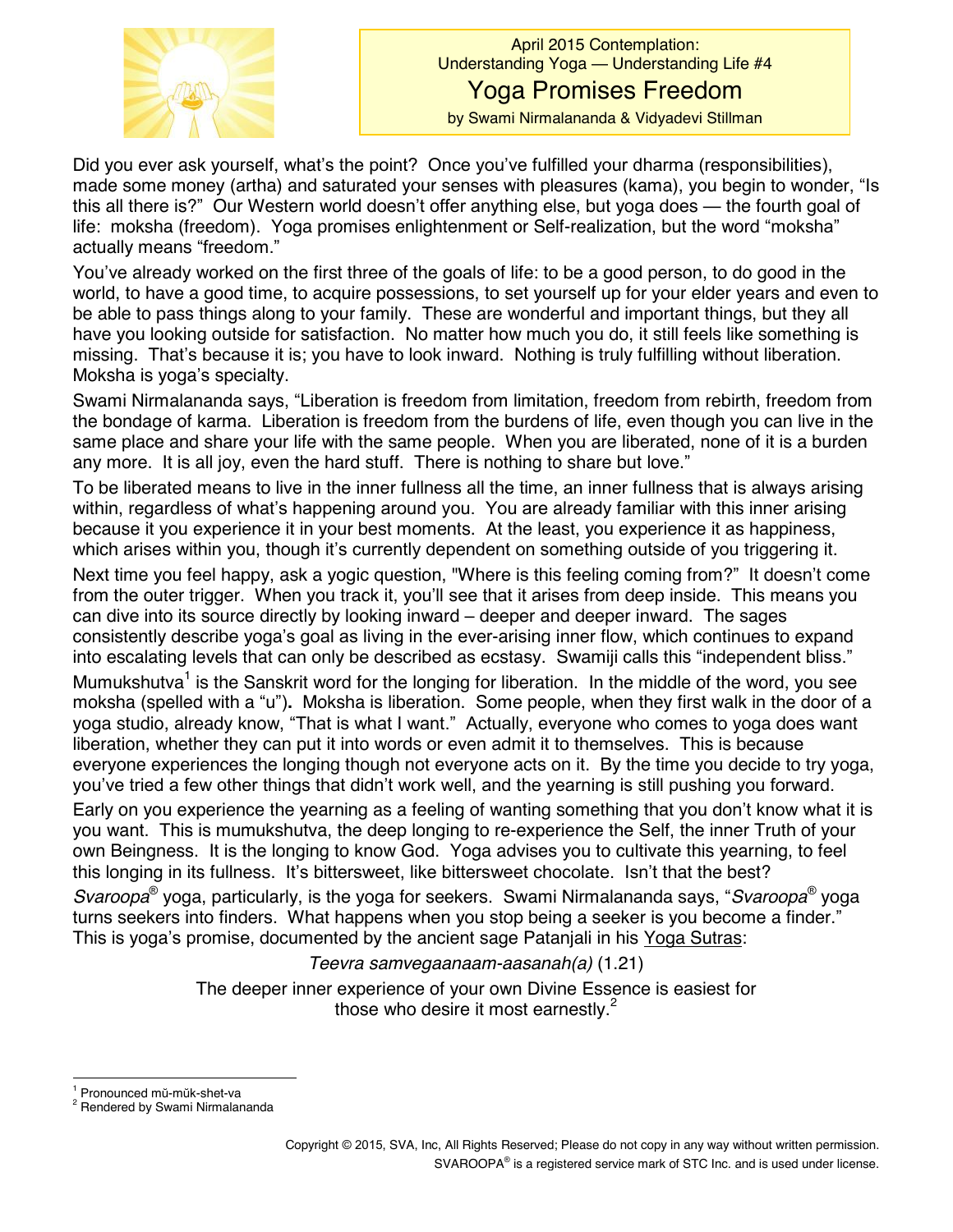April 2015 Contemplation:
Understanding Yoga — Understanding Life #4

# Yoga Promises Freedom

by Swami Nirmalananda & Vidyadevi Stillman

Did you ever ask yourself, what's the point? Once you've fulfilled your dharma (responsibilities), made some money (artha) and saturated your senses with pleasures (kama), you begin to wonder, "Is this all there is?" Our Western world doesn't offer anything else, but yoga does — the fourth goal of life: moksha (freedom). Yoga promises enlightenment or Self-realization, but the word "moksha" actually means "freedom."

You've already worked on the first three of the goals of life: to be a good person, to do good in the world, to have a good time, to acquire possessions, to set yourself up for your elder years and even to be able to pass things along to your family. These are wonderful and important things, but they all have you looking outside for satisfaction. No matter how much you do, it still feels like something is missing. That's because it is; you have to look inward. Nothing is truly fulfilling without liberation. Moksha is yoga's specialty.

Swami Nirmalananda says, "Liberation is freedom from limitation, freedom from rebirth, freedom from the bondage of karma. Liberation is freedom from the burdens of life, even though you can live in the same place and share your life with the same people. When you are liberated, none of it is a burden any more. It is all joy, even the hard stuff. There is nothing to share but love."

To be liberated means to live in the inner fullness all the time, an inner fullness that is always arising within, regardless of what's happening around you. You are already familiar with this inner arising because it you experience it in your best moments. At the least, you experience it as happiness, which arises within you, though it's currently dependent on something outside of you triggering it.

Next time you feel happy, ask a yogic question, "Where is this feeling coming from?" It doesn't come from the outer trigger. When you track it, you'll see that it arises from deep inside. This means you can dive into its source directly by looking inward – deeper and deeper inward. The sages consistently describe yoga's goal as living in the ever-arising inner flow, which continues to expand into escalating levels that can only be described as ecstasy. Swamiji calls this "independent bliss."

Mumukshutva[1] is the Sanskrit word for the longing for liberation. In the middle of the word, you see moksha (spelled with a "u")**.** Moksha is liberation. Some people, when they first walk in the door of a yoga studio, already know, "That is what I want." Actually, everyone who comes to yoga does want liberation, whether they can put it into words or even admit it to themselves. This is because everyone experiences the longing though not everyone acts on it. By the time you decide to try yoga, you've tried a few other things that didn't work well, and the yearning is still pushing you forward.

Early on you experience the yearning as a feeling of wanting something that you don't know what it is you want. This is mumukshutva, the deep longing to re-experience the Self, the inner Truth of your own Beingness. It is the longing to know God. Yoga advises you to cultivate this yearning, to feel this longing in its fullness. It's bittersweet, like bittersweet chocolate. Isn't that the best?

*Svaroopa*® yoga, particularly, is the yoga for seekers. Swami Nirmalananda says, "*Svaroopa*® yoga turns seekers into finders. What happens when you stop being a seeker is you become a finder." This is yoga's promise, documented by the ancient sage Patanjali in his Yoga Sutras:

*Teevra samvegaanaam-aasanah(a)* (1.21)

The deeper inner experience of your own Divine Essence is easiest for those who desire it most earnestly.[2]

---

[1] Pronounced mŭ-mŭk-shet-va

[2] Rendered by Swami Nirmalananda

Copyright © 2015, SVA, Inc, All Rights Reserved; Please do not copy in any way without written permission.
SVAROOPA® is a registered service mark of STC Inc. and is used under license.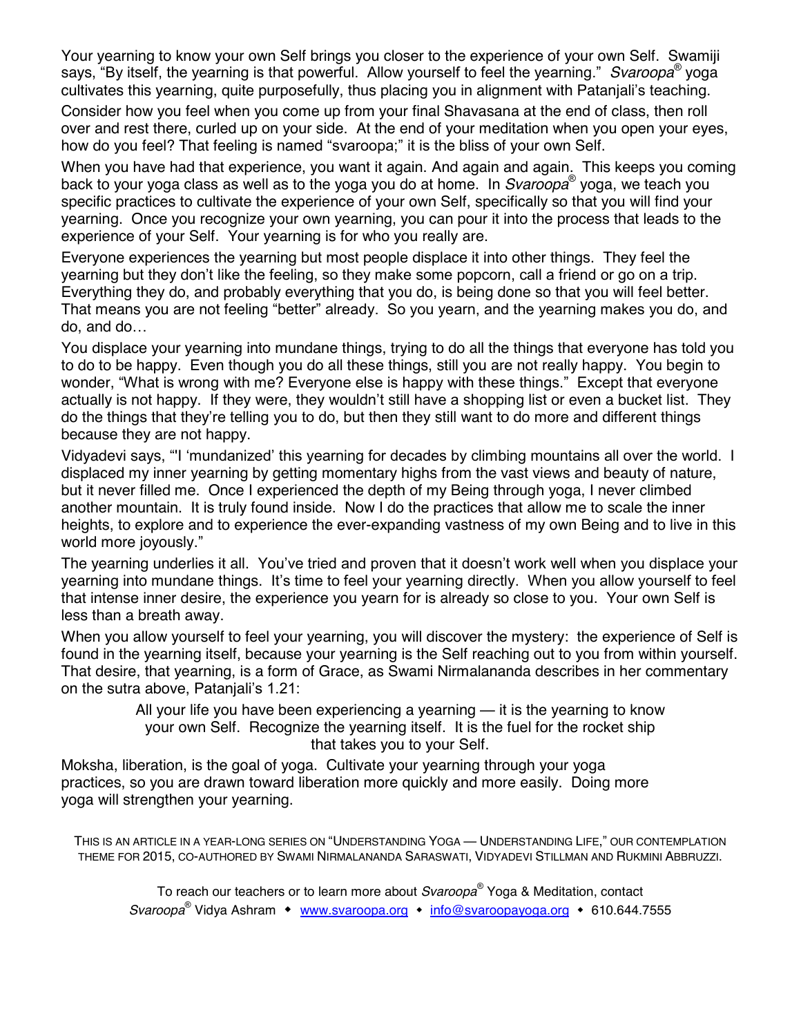Your yearning to know your own Self brings you closer to the experience of your own Self. Swamiji says, "By itself, the yearning is that powerful. Allow yourself to feel the yearning." *Svaroopa*® yoga cultivates this yearning, quite purposefully, thus placing you in alignment with Patanjali's teaching.

Consider how you feel when you come up from your final Shavasana at the end of class, then roll over and rest there, curled up on your side. At the end of your meditation when you open your eyes, how do you feel? That feeling is named "svaroopa;" it is the bliss of your own Self.

When you have had that experience, you want it again. And again and again. This keeps you coming back to your yoga class as well as to the yoga you do at home. In *Svaroopa*® yoga, we teach you specific practices to cultivate the experience of your own Self, specifically so that you will find your yearning. Once you recognize your own yearning, you can pour it into the process that leads to the experience of your Self. Your yearning is for who you really are.

Everyone experiences the yearning but most people displace it into other things. They feel the yearning but they don't like the feeling, so they make some popcorn, call a friend or go on a trip. Everything they do, and probably everything that you do, is being done so that you will feel better. That means you are not feeling "better" already. So you yearn, and the yearning makes you do, and do, and do…

You displace your yearning into mundane things, trying to do all the things that everyone has told you to do to be happy. Even though you do all these things, still you are not really happy. You begin to wonder, "What is wrong with me? Everyone else is happy with these things." Except that everyone actually is not happy. If they were, they wouldn't still have a shopping list or even a bucket list. They do the things that they're telling you to do, but then they still want to do more and different things because they are not happy.

Vidyadevi says, "'I 'mundanized' this yearning for decades by climbing mountains all over the world. I displaced my inner yearning by getting momentary highs from the vast views and beauty of nature, but it never filled me. Once I experienced the depth of my Being through yoga, I never climbed another mountain. It is truly found inside. Now I do the practices that allow me to scale the inner heights, to explore and to experience the ever-expanding vastness of my own Being and to live in this world more joyously."

The yearning underlies it all. You've tried and proven that it doesn't work well when you displace your yearning into mundane things. It's time to feel your yearning directly. When you allow yourself to feel that intense inner desire, the experience you yearn for is already so close to you. Your own Self is less than a breath away.

When you allow yourself to feel your yearning, you will discover the mystery: the experience of Self is found in the yearning itself, because your yearning is the Self reaching out to you from within yourself. That desire, that yearning, is a form of Grace, as Swami Nirmalananda describes in her commentary on the sutra above, Patanjali's 1.21:

> All your life you have been experiencing a yearning — it is the yearning to know your own Self. Recognize the yearning itself. It is the fuel for the rocket ship that takes you to your Self.

Moksha, liberation, is the goal of yoga. Cultivate your yearning through your yoga practices, so you are drawn toward liberation more quickly and more easily. Doing more yoga will strengthen your yearning.

THIS IS AN ARTICLE IN A YEAR-LONG SERIES ON "UNDERSTANDING YOGA — UNDERSTANDING LIFE," OUR CONTEMPLATION THEME FOR 2015, CO-AUTHORED BY SWAMI NIRMALANANDA SARASWATI, VIDYADEVI STILLMAN AND RUKMINI ABBRUZZI.

To reach our teachers or to learn more about *Svaroopa*® Yoga & Meditation, contact *Svaroopa*® Vidya Ashram ◆ www.svaroopa.org ◆ info@svaroopayoga.org ◆ 610.644.7555